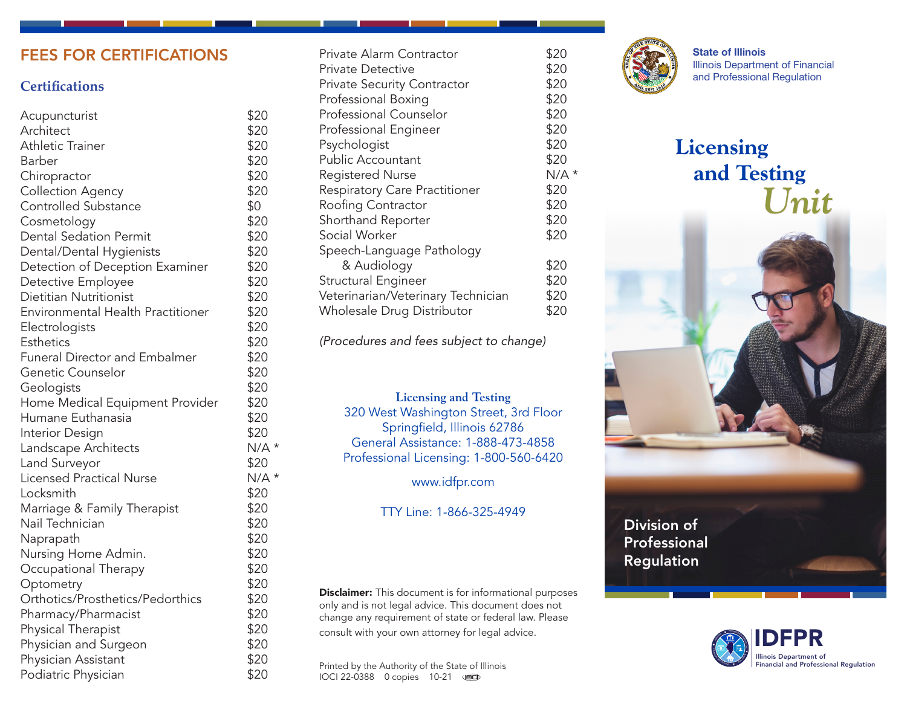## FEES FOR CERTIFICATIONS

### Certifications

| Certification | Fee |
|---|---|
| Acupuncturist | $20 |
| Architect | $20 |
| Athletic Trainer | $20 |
| Barber | $20 |
| Chiropractor | $20 |
| Collection Agency | $20 |
| Controlled Substance | $0 |
| Cosmetology | $20 |
| Dental Sedation Permit | $20 |
| Dental/Dental Hygienists | $20 |
| Detection of Deception Examiner | $20 |
| Detective Employee | $20 |
| Dietitian Nutritionist | $20 |
| Environmental Health Practitioner | $20 |
| Electrologists | $20 |
| Esthetics | $20 |
| Funeral Director and Embalmer | $20 |
| Genetic Counselor | $20 |
| Geologists | $20 |
| Home Medical Equipment Provider | $20 |
| Humane Euthanasia | $20 |
| Interior Design | $20 |
| Landscape Architects | N/A * |
| Land Surveyor | $20 |
| Licensed Practical Nurse | N/A * |
| Locksmith | $20 |
| Marriage & Family Therapist | $20 |
| Nail Technician | $20 |
| Naprapath | $20 |
| Nursing Home Admin. | $20 |
| Occupational Therapy | $20 |
| Optometry | $20 |
| Orthotics/Prosthetics/Pedorthics | $20 |
| Pharmacy/Pharmacist | $20 |
| Physical Therapist | $20 |
| Physician and Surgeon | $20 |
| Physician Assistant | $20 |
| Podiatric Physician | $20 |
| Private Alarm Contractor | $20 |
| Private Detective | $20 |
| Private Security Contractor | $20 |
| Professional Boxing | $20 |
| Professional Counselor | $20 |
| Professional Engineer | $20 |
| Psychologist | $20 |
| Public Accountant | $20 |
| Registered Nurse | N/A * |
| Respiratory Care Practitioner | $20 |
| Roofing Contractor | $20 |
| Shorthand Reporter | $20 |
| Social Worker | $20 |
| Speech-Language Pathology & Audiology | $20 |
| Structural Engineer | $20 |
| Veterinarian/Veterinary Technician | $20 |
| Wholesale Drug Distributor | $20 |

*(Procedures and fees subject to change)*

**Licensing and Testing**
320 West Washington Street, 3rd Floor
Springfield, Illinois 62786
General Assistance: 1-888-473-4858
Professional Licensing: 1-800-560-6420

www.idfpr.com

TTY Line: 1-866-325-4949

**Disclaimer:** This document is for informational purposes only and is not legal advice. This document does not change any requirement of state or federal law. Please consult with your own attorney for legal advice.

Printed by the Authority of the State of Illinois
IOCI 22-0388 0 copies 10-21

**State of Illinois**
Illinois Department of Financial and Professional Regulation

# Licensing and Testing *Unit*

Division of Professional Regulation

IDFPR
Illinois Department of Financial and Professional Regulation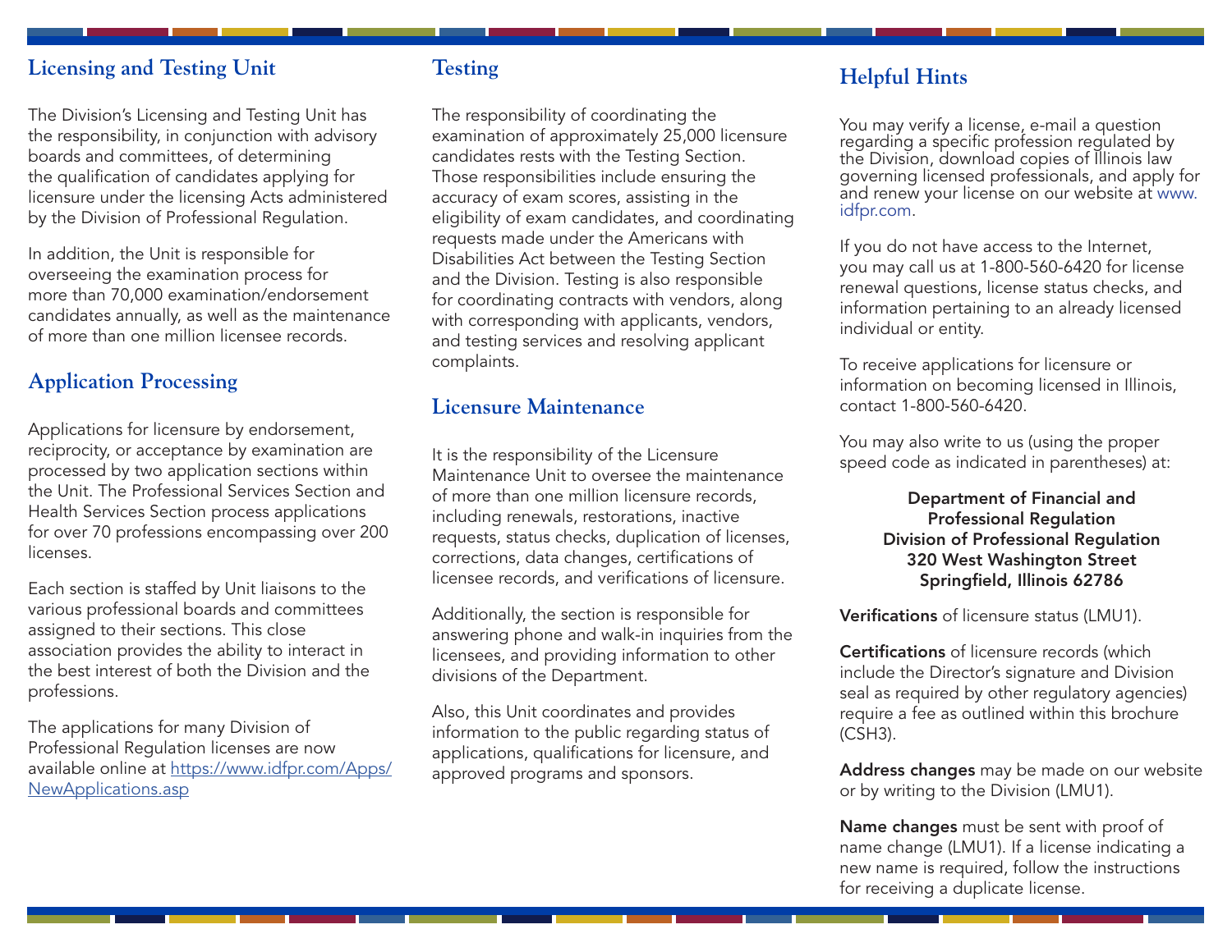## Licensing and Testing Unit

The Division's Licensing and Testing Unit has the responsibility, in conjunction with advisory boards and committees, of determining the qualification of candidates applying for licensure under the licensing Acts administered by the Division of Professional Regulation.

In addition, the Unit is responsible for overseeing the examination process for more than 70,000 examination/endorsement candidates annually, as well as the maintenance of more than one million licensee records.

## Application Processing

Applications for licensure by endorsement, reciprocity, or acceptance by examination are processed by two application sections within the Unit. The Professional Services Section and Health Services Section process applications for over 70 professions encompassing over 200 licenses.

Each section is staffed by Unit liaisons to the various professional boards and committees assigned to their sections. This close association provides the ability to interact in the best interest of both the Division and the professions.

The applications for many Division of Professional Regulation licenses are now available online at https://www.idfpr.com/Apps/NewApplications.asp

## Testing

The responsibility of coordinating the examination of approximately 25,000 licensure candidates rests with the Testing Section. Those responsibilities include ensuring the accuracy of exam scores, assisting in the eligibility of exam candidates, and coordinating requests made under the Americans with Disabilities Act between the Testing Section and the Division. Testing is also responsible for coordinating contracts with vendors, along with corresponding with applicants, vendors, and testing services and resolving applicant complaints.

## Licensure Maintenance

It is the responsibility of the Licensure Maintenance Unit to oversee the maintenance of more than one million licensure records, including renewals, restorations, inactive requests, status checks, duplication of licenses, corrections, data changes, certifications of licensee records, and verifications of licensure.

Additionally, the section is responsible for answering phone and walk-in inquiries from the licensees, and providing information to other divisions of the Department.

Also, this Unit coordinates and provides information to the public regarding status of applications, qualifications for licensure, and approved programs and sponsors.

## Helpful Hints

You may verify a license, e-mail a question regarding a specific profession regulated by the Division, download copies of Illinois law governing licensed professionals, and apply for and renew your license on our website at www.idfpr.com.

If you do not have access to the Internet, you may call us at 1-800-560-6420 for license renewal questions, license status checks, and information pertaining to an already licensed individual or entity.

To receive applications for licensure or information on becoming licensed in Illinois, contact 1-800-560-6420.

You may also write to us (using the proper speed code as indicated in parentheses) at:

**Department of Financial and Professional Regulation**
**Division of Professional Regulation**
**320 West Washington Street**
**Springfield, Illinois 62786**

**Verifications** of licensure status (LMU1).

**Certifications** of licensure records (which include the Director's signature and Division seal as required by other regulatory agencies) require a fee as outlined within this brochure (CSH3).

**Address changes** may be made on our website or by writing to the Division (LMU1).

**Name changes** must be sent with proof of name change (LMU1). If a license indicating a new name is required, follow the instructions for receiving a duplicate license.